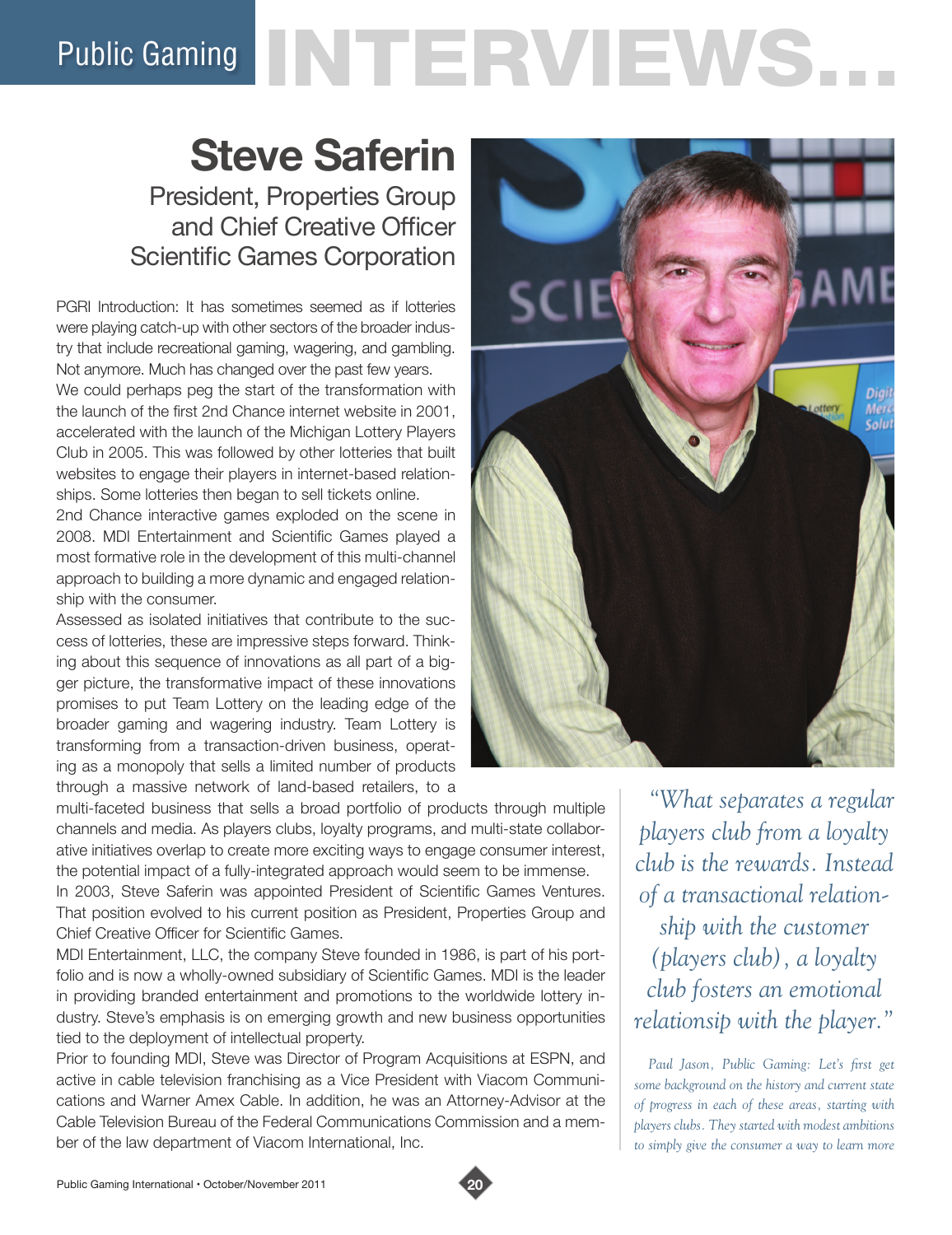# Public Gaming INTERVIEWS...

## Steve Saferin

### President, Properties Group and Chief Creative Officer Scientific Games Corporation

PGRI Introduction: It has sometimes seemed as if lotteries were playing catch-up with other sectors of the broader industry that include recreational gaming, wagering, and gambling. Not anymore. Much has changed over the past few years.

We could perhaps peg the start of the transformation with the launch of the first 2nd Chance internet website in 2001, accelerated with the launch of the Michigan Lottery Players Club in 2005. This was followed by other lotteries that built websites to engage their players in internet-based relationships. Some lotteries then began to sell tickets online.

2nd Chance interactive games exploded on the scene in 2008. MDI Entertainment and Scientific Games played a most formative role in the development of this multi-channel approach to building a more dynamic and engaged relationship with the consumer.

Assessed as isolated initiatives that contribute to the success of lotteries, these are impressive steps forward. Thinking about this sequence of innovations as all part of a bigger picture, the transformative impact of these innovations promises to put Team Lottery on the leading edge of the broader gaming and wagering industry. Team Lottery is transforming from a transaction-driven business, operating as a monopoly that sells a limited number of products through a massive network of land-based retailers, to a multi-faceted business that sells a broad portfolio of products through multiple channels and media. As players clubs, loyalty programs, and multi-state collaborative initiatives overlap to create more exciting ways to engage consumer interest, the potential impact of a fully-integrated approach would seem to be immense.

In 2003, Steve Saferin was appointed President of Scientific Games Ventures. That position evolved to his current position as President, Properties Group and Chief Creative Officer for Scientific Games.

MDI Entertainment, LLC, the company Steve founded in 1986, is part of his portfolio and is now a wholly-owned subsidiary of Scientific Games. MDI is the leader in providing branded entertainment and promotions to the worldwide lottery industry. Steve's emphasis is on emerging growth and new business opportunities tied to the deployment of intellectual property.

Prior to founding MDI, Steve was Director of Program Acquisitions at ESPN, and active in cable television franchising as a Vice President with Viacom Communications and Warner Amex Cable. In addition, he was an Attorney-Advisor at the Cable Television Bureau of the Federal Communications Commission and a member of the law department of Viacom International, Inc.

*"What separates a regular players club from a loyalty club is the rewards. Instead of a transactional relationship with the customer (players club), a loyalty club fosters an emotional relationsip with the player."*

*Paul Jason, Public Gaming: Let's first get some background on the history and current state of progress in each of these areas, starting with players clubs. They started with modest ambitions to simply give the consumer a way to learn more*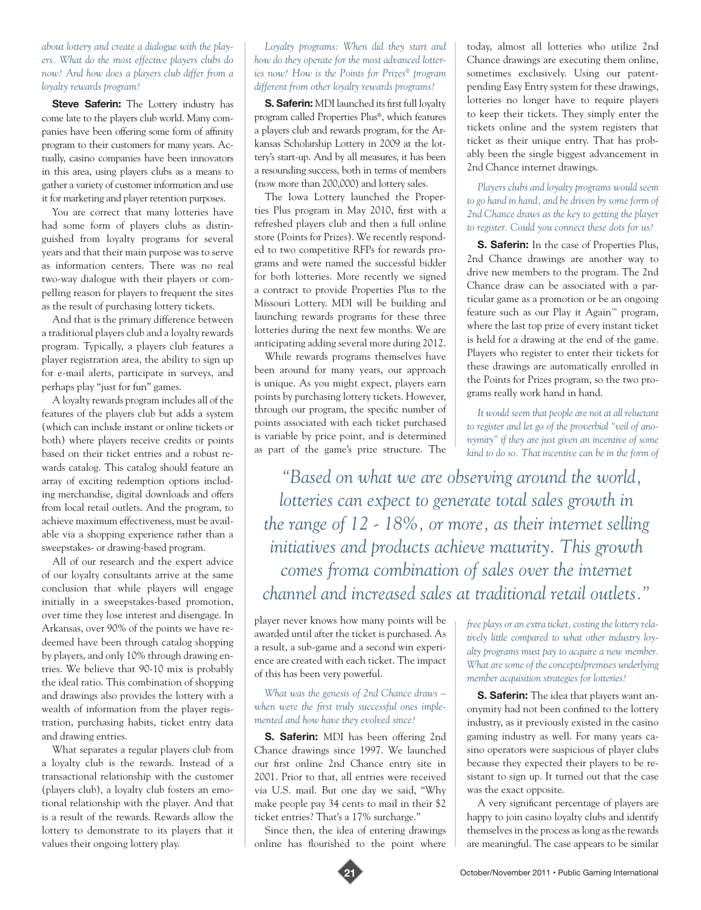*about lottery and create a dialogue with the players. What do the most effective players clubs do now? And how does a players club differ from a loyalty rewards program?*

**Steve Saferin:** The Lottery industry has come late to the players club world. Many companies have been offering some form of affinity program to their customers for many years. Actually, casino companies have been innovators in this area, using players clubs as a means to gather a variety of customer information and use it for marketing and player retention purposes.

You are correct that many lotteries have had some form of players clubs as distinguished from loyalty programs for several years and that their main purpose was to serve as information centers. There was no real two-way dialogue with their players or compelling reason for players to frequent the sites as the result of purchasing lottery tickets.

And that is the primary difference between a traditional players club and a loyalty rewards program. Typically, a players club features a player registration area, the ability to sign up for e-mail alerts, participate in surveys, and perhaps play "just for fun" games.

A loyalty rewards program includes all of the features of the players club but adds a system (which can include instant or online tickets or both) where players receive credits or points based on their ticket entries and a robust rewards catalog. This catalog should feature an array of exciting redemption options including merchandise, digital downloads and offers from local retail outlets. And the program, to achieve maximum effectiveness, must be available via a shopping experience rather than a sweepstakes- or drawing-based program.

All of our research and the expert advice of our loyalty consultants arrive at the same conclusion that while players will engage initially in a sweepstakes-based promotion, over time they lose interest and disengage. In Arkansas, over 90% of the points we have redeemed have been through catalog shopping by players, and only 10% through drawing entries. We believe that 90-10 mix is probably the ideal ratio. This combination of shopping and drawings also provides the lottery with a wealth of information from the player registration, purchasing habits, ticket entry data and drawing entries.

What separates a regular players club from a loyalty club is the rewards. Instead of a transactional relationship with the customer (players club), a loyalty club fosters an emotional relationship with the player. And that is a result of the rewards. Rewards allow the lottery to demonstrate to its players that it values their ongoing lottery play.

*Loyalty programs: When did they start and how do they operate for the most advanced lotteries now? How is the Points for Prizes® program different from other loyalty rewards programs?*

**S. Saferin:** MDI launched its first full loyalty program called Properties Plus®, which features a players club and rewards program, for the Arkansas Scholarship Lottery in 2009 at the lottery's start-up. And by all measures, it has been a resounding success, both in terms of members (now more than 200,000) and lottery sales.

The Iowa Lottery launched the Properties Plus program in May 2010, first with a refreshed players club and then a full online store (Points for Prizes). We recently responded to two competitive RFPs for rewards programs and were named the successful bidder for both lotteries. More recently we signed a contract to provide Properties Plus to the Missouri Lottery. MDI will be building and launching rewards programs for these three lotteries during the next few months. We are anticipating adding several more during 2012.

While rewards programs themselves have been around for many years, our approach is unique. As you might expect, players earn points by purchasing lottery tickets. However, through our program, the specific number of points associated with each ticket purchased is variable by price point, and is determined as part of the game's prize structure. The player never knows how many points will be awarded until after the ticket is purchased. As a result, a sub-game and a second win experience are created with each ticket. The impact of this has been very powerful.

*What was the genesis of 2nd Chance draws – when were the first truly successful ones implemented and how have they evolved since?*

**S. Saferin:** MDI has been offering 2nd Chance drawings since 1997. We launched our first online 2nd Chance entry site in 2001. Prior to that, all entries were received via U.S. mail. But one day we said, "Why make people pay 34 cents to mail in their $2 ticket entries? That's a 17% surcharge."

Since then, the idea of entering drawings online has flourished to the point where today, almost all lotteries who utilize 2nd Chance drawings are executing them online, sometimes exclusively. Using our patent-pending Easy Entry system for these drawings, lotteries no longer have to require players to keep their tickets. They simply enter the tickets online and the system registers that ticket as their unique entry. That has probably been the single biggest advancement in 2nd Chance internet drawings.

*Players clubs and loyalty programs would seem to go hand in hand, and be driven by some form of 2nd Chance draws as the key to getting the player to register. Could you connect these dots for us?*

**S. Saferin:** In the case of Properties Plus, 2nd Chance drawings are another way to drive new members to the program. The 2nd Chance draw can be associated with a particular game as a promotion or be an ongoing feature such as our Play it Again™ program, where the last top prize of every instant ticket is held for a drawing at the end of the game. Players who register to enter their tickets for these drawings are automatically enrolled in the Points for Prizes program, so the two programs really work hand in hand.

*It would seem that people are not at all reluctant to register and let go of the proverbial "veil of anonymity" if they are just given an incentive of some kind to do so. That incentive can be in the form of free plays or an extra ticket, costing the lottery relatively little compared to what other industry loyalty programs must pay to acquire a new member. What are some of the concepts/premises underlying member acquisition strategies for lotteries?*

**S. Saferin:** The idea that players want anonymity had not been confined to the lottery industry, as it previously existed in the casino gaming industry as well. For many years casino operators were suspicious of player clubs because they expected their players to be resistant to sign up. It turned out that the case was the exact opposite.

A very significant percentage of players are happy to join casino loyalty clubs and identify themselves in the process as long as the rewards are meaningful. The case appears to be similar

> *"Based on what we are observing around the world, lotteries can expect to generate total sales growth in the range of 12 - 18%, or more, as their internet selling initiatives and products achieve maturity. This growth comes froma combination of sales over the internet channel and increased sales at traditional retail outlets."*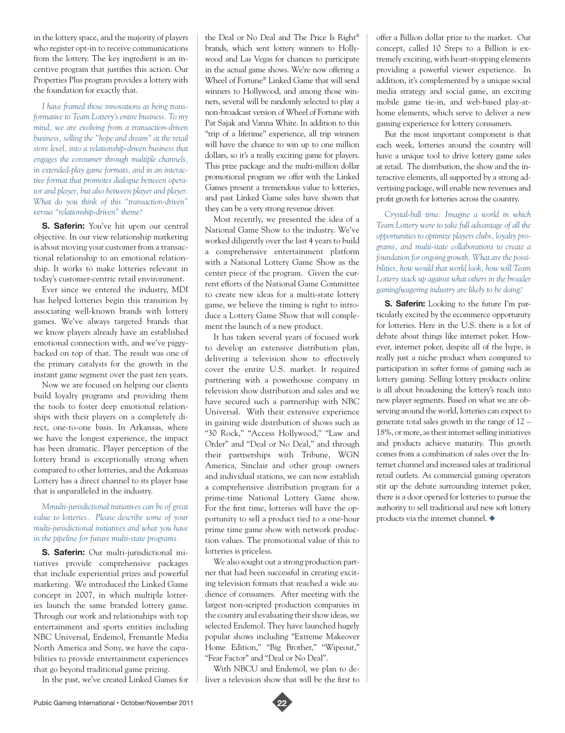in the lottery space, and the majority of players who register opt-in to receive communications from the lottery. The key ingredient is an incentive program that justifies this action. Our Properties Plus program provides a lottery with the foundation for exactly that.

*I have framed those innovations as being transformative to Team Lottery's entire business. To my mind, we are evolving from a transaction-driven business, selling the "hope and dream" at the retail store level, into a relationship-driven business that engages the consumer through multiple channels, in extended-play game formats, and in an interactive format that promotes dialogue between operator and player, but also between player and player. What do you think of this "transaction-driven" versus "relationship-driven" theme?*

**S. Saferin:** You've hit upon our central objective. In our view relationship marketing is about moving your customer from a transactional relationship to an emotional relationship. It works to make lotteries relevant in today's customer-centric retail environment.

Ever since we entered the industry, MDI has helped lotteries begin this transition by associating well-known brands with lottery games. We've always targeted brands that we know players already have an established emotional connection with, and we've piggybacked on top of that. The result was one of the primary catalysts for the growth in the instant game segment over the past ten years.

Now we are focused on helping our clients build loyalty programs and providing them the tools to foster deep emotional relationships with their players on a completely direct, one-to-one basis. In Arkansas, where we have the longest experience, the impact has been dramatic. Player perception of the lottery brand is exceptionally strong when compared to other lotteries, and the Arkansas Lottery has a direct channel to its player base that is unparalleled in the industry.

*Mmulti-jurisdictional initiatives can be of great value to lotteries. Please describe some of your multi-jurisdictional initiatives and what you have in the pipeline for future multi-state programs.*

**S. Saferin:** Our multi-jurisdictional initiatives provide comprehensive packages that include experiential prizes and powerful marketing. We introduced the Linked Game concept in 2007, in which multiple lotteries launch the same branded lottery game. Through our work and relationships with top entertainment and sports entities including NBC Universal, Endemol, Fremantle Media North America and Sony, we have the capabilities to provide entertainment experiences that go beyond traditional game prizing.

In the past, we've created Linked Games for the Deal or No Deal and The Price Is Right® brands, which sent lottery winners to Hollywood and Las Vegas for chances to participate in the actual game shows. We're now offering a Wheel of Fortune® Linked Game that will send winners to Hollywood, and among those winners, several will be randomly selected to play a non-broadcast version of Wheel of Fortune with Pat Sajak and Vanna White. In addition to this "trip of a lifetime" experience, all trip winners will have the chance to win up to one million dollars, so it's a really exciting game for players. This prize package and the multi-million dollar promotional program we offer with the Linked Games present a tremendous value to lotteries, and past Linked Game sales have shown that they can be a very strong revenue driver.

Most recently, we presented the idea of a National Game Show to the industry. We've worked diligently over the last 4 years to build a comprehensive entertainment platform with a National Lottery Game Show as the center piece of the program. Given the current efforts of the National Game Committee to create new ideas for a multi-state lottery game, we believe the timing is right to introduce a Lottery Game Show that will complement the launch of a new product.

It has taken several years of focused work to develop an extensive distribution plan, delivering a television show to effectively cover the entire U.S. market. It required partnering with a powerhouse company in television show distribution and sales and we have secured such a partnership with NBC Universal. With their extensive experience in gaining wide distribution of shows such as "30 Rock," "Access Hollywood," "Law and Order" and "Deal or No Deal," and through their partnerships with Tribune, WGN America, Sinclair and other group owners and individual stations, we can now establish a comprehensive distribution program for a prime-time National Lottery Game show. For the first time, lotteries will have the opportunity to sell a product tied to a one-hour prime time game show with network production values. The promotional value of this to lotteries is priceless.

We also sought out a strong production partner that had been successful in creating exciting television formats that reached a wide audience of consumers. After meeting with the largest non-scripted production companies in the country and evaluating their show ideas, we selected Endemol. They have launched hugely popular shows including "Extreme Makeover Home Edition," "Big Brother," "Wipeout," "Fear Factor" and "Deal or No Deal".

With NBCU and Endemol, we plan to deliver a television show that will be the first to offer a Billion dollar prize to the market. Our concept, called 10 Steps to a Billion is extremely exciting, with heart-stopping elements providing a powerful viewer experience. In addition, it's complemented by a unique social media strategy and social game, an exciting mobile game tie-in, and web-based play-at-home elements, which serve to deliver a new gaming experience for lottery consumers.

But the most important component is that each week, lotteries around the country will have a unique tool to drive lottery game sales at retail. The distribution, the show and the interactive elements, all supported by a strong advertising package, will enable new revenues and profit growth for lotteries across the country.

*Crystal-ball time: Imagine a world in which Team Lottery were to take full advantage of all the opportunities to optimize players clubs, loyalty programs, and multi-state collaborations to create a foundation for ongoing growth. What are the possibilities, how would that world look, how will Team Lottery stack up against what others in the broader gaming/wagering industry are likely to be doing?*

**S. Saferin:** Looking to the future I'm particularly excited by the ecommerce opportunity for lotteries. Here in the U.S. there is a lot of debate about things like internet poker. However, internet poker, despite all of the hype, is really just a niche product when compared to participation in softer forms of gaming such as lottery gaming. Selling lottery products online is all about broadening the lottery's reach into new player segments. Based on what we are observing around the world, lotteries can expect to generate total sales growth in the range of 12 – 18%, or more, as their internet selling initiatives and products achieve maturity. This growth comes from a combination of sales over the Internet channel and increased sales at traditional retail outlets. As commercial gaming operators stir up the debate surrounding internet poker, there is a door opened for lotteries to pursue the authority to sell traditional and new soft lottery products via the internet channel. ◆